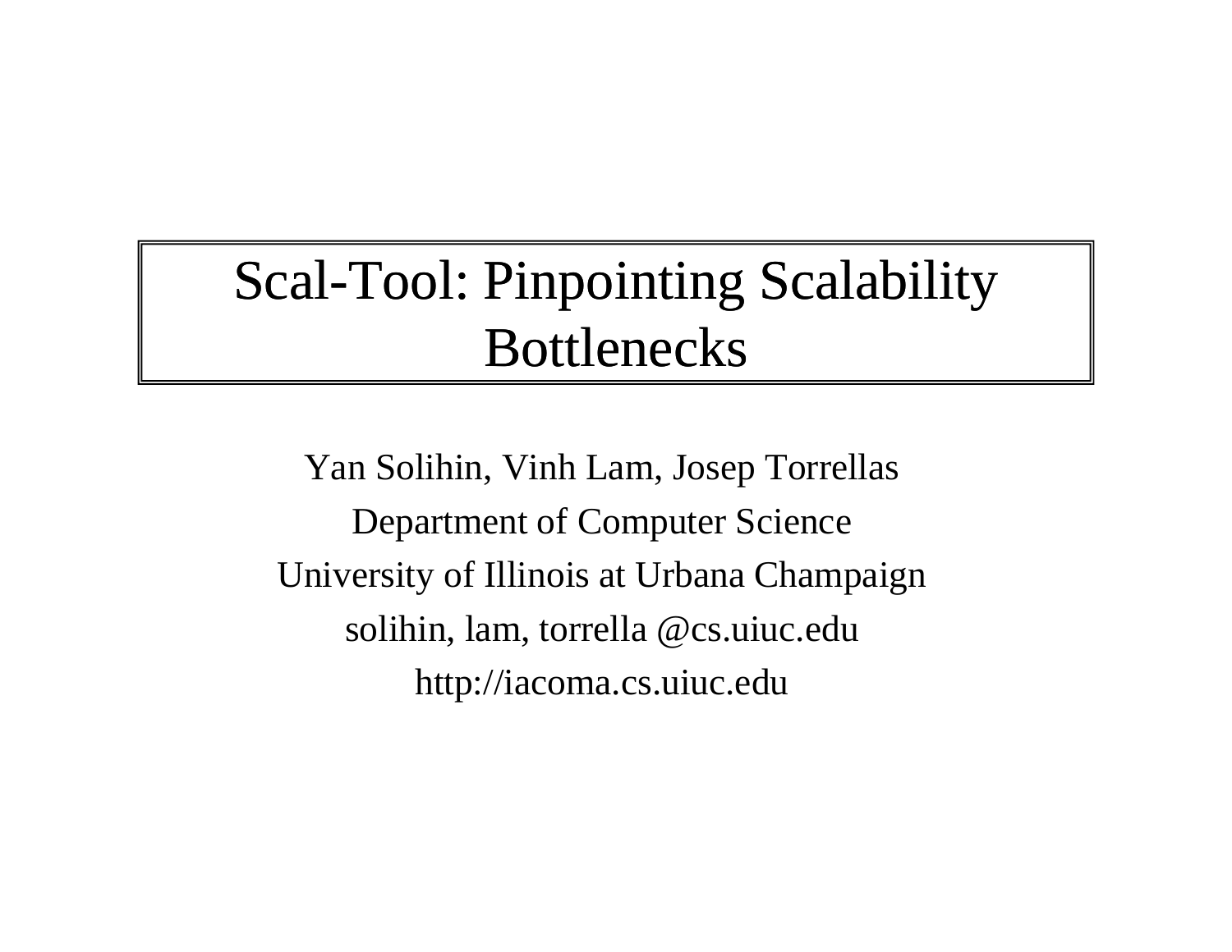# Scal-Tool: Pinpointing Scalability Bottlenecks

Yan Solihin, Vinh Lam, Josep Torrellas

Department of Computer Science

University of Illinois at Urbana Champaign

solihin, lam, torrella @cs.uiuc.edu

http://iacoma.cs.uiuc.edu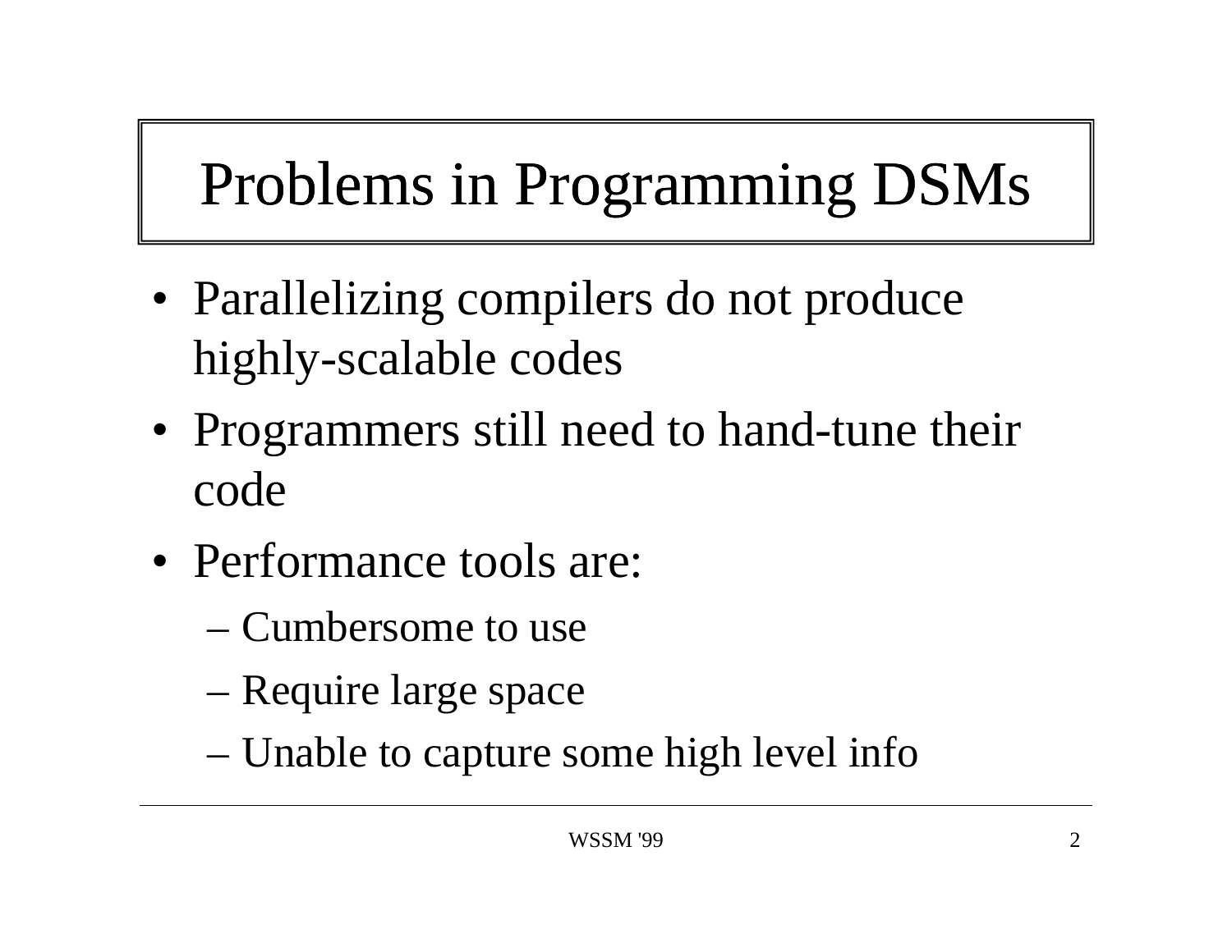# Problems in Programming DSMs

- Parallelizing compilers do not produce highly-scalable codes
- Programmers still need to hand-tune their code
- Performance tools are:
  - Cumbersome to use
  - Require large space
  - Unable to capture some high level info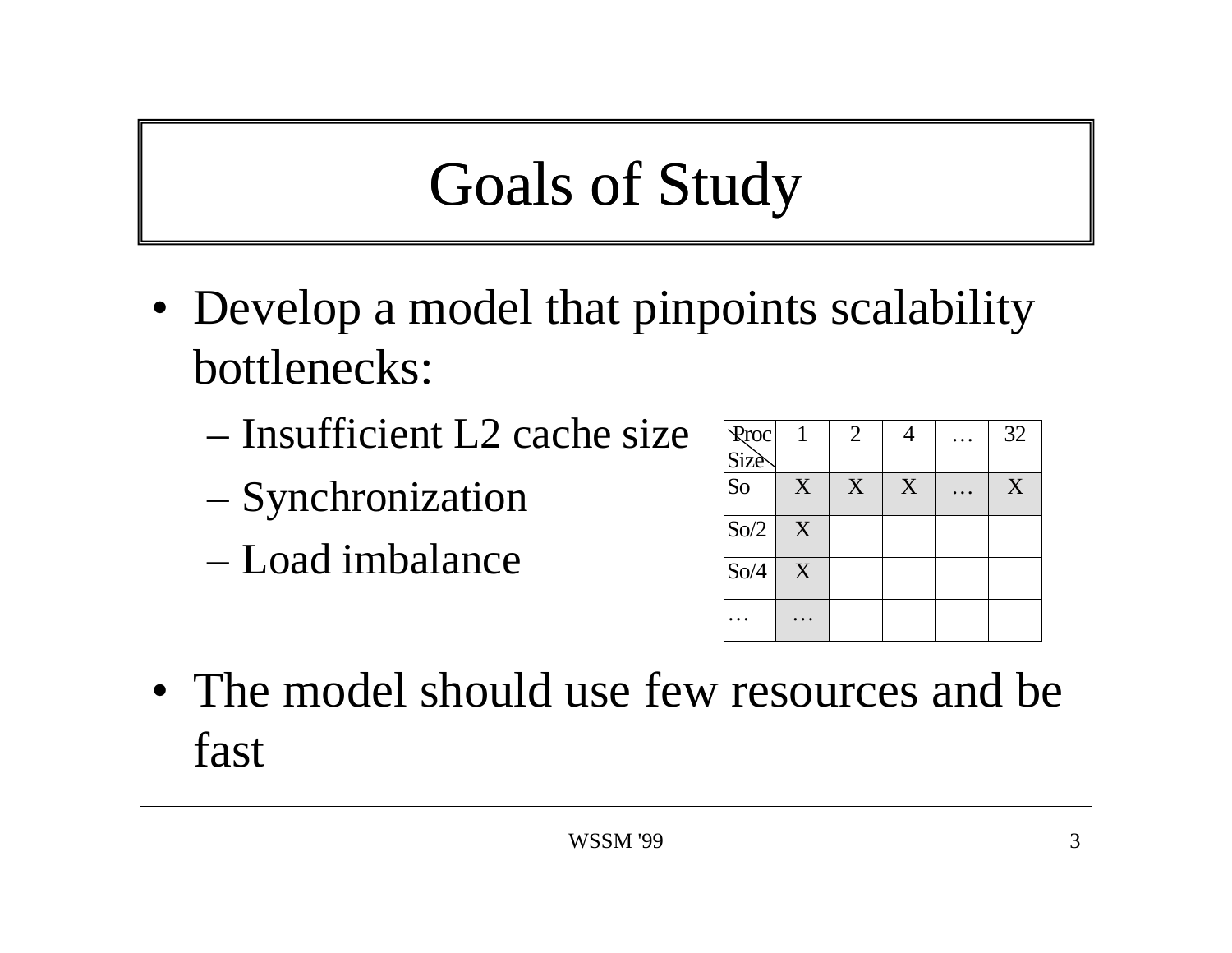# Goals of Study

- Develop a model that pinpoints scalability bottlenecks:
  - Insufficient L2 cache size
  - Synchronization
  - Load imbalance

| Proc / Size | 1 | 2 | 4 | … | 32 |
|---|---|---|---|---|---|
| So | X | X | X | … | X |
| So/2 | X | | | | |
| So/4 | X | | | | |
| … | … | | | | |

- The model should use few resources and be fast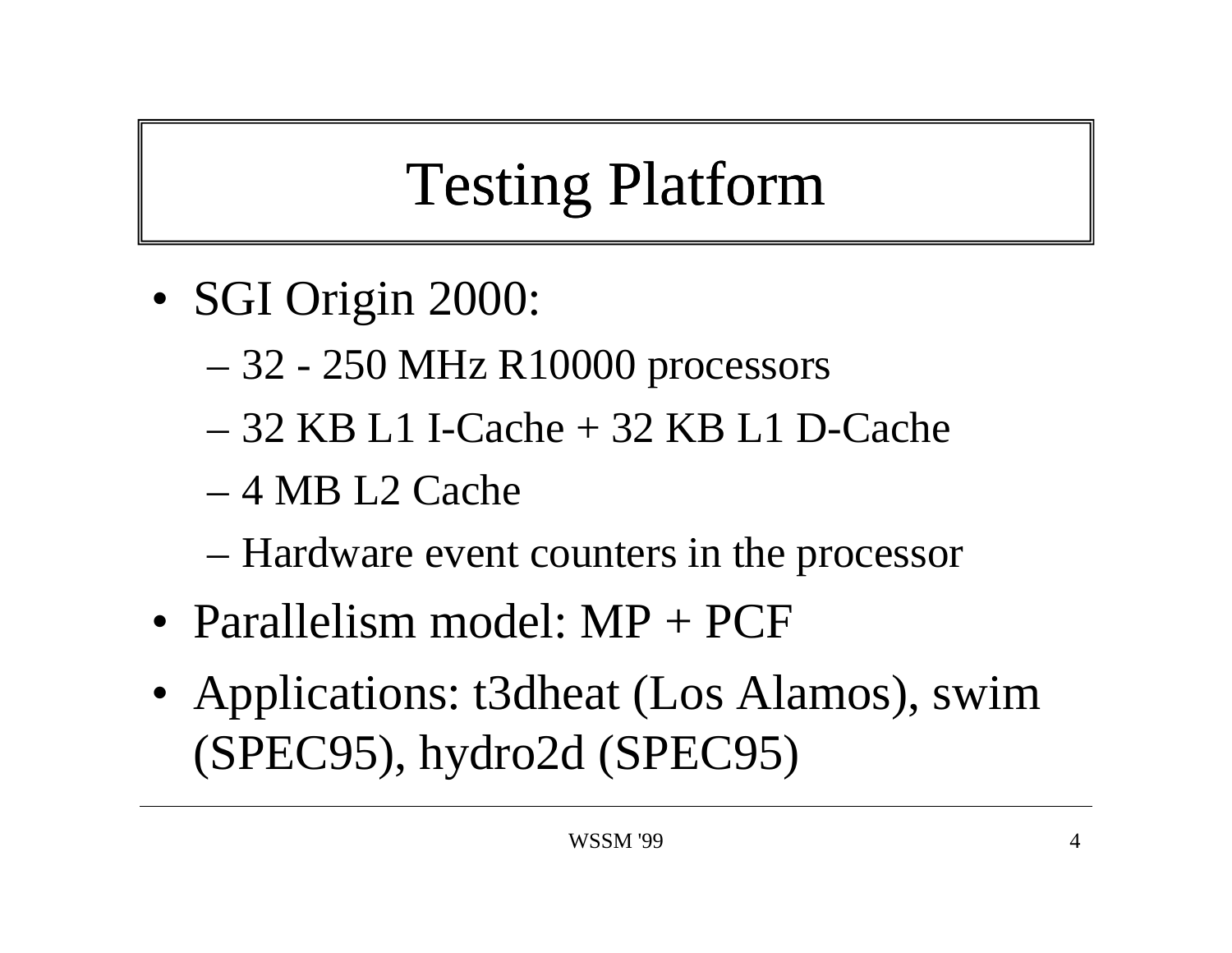# Testing Platform

- SGI Origin 2000:
  - 32 - 250 MHz R10000 processors
  - 32 KB L1 I-Cache + 32 KB L1 D-Cache
  - 4 MB L2 Cache
  - Hardware event counters in the processor
- Parallelism model: MP + PCF
- Applications: t3dheat (Los Alamos), swim (SPEC95), hydro2d (SPEC95)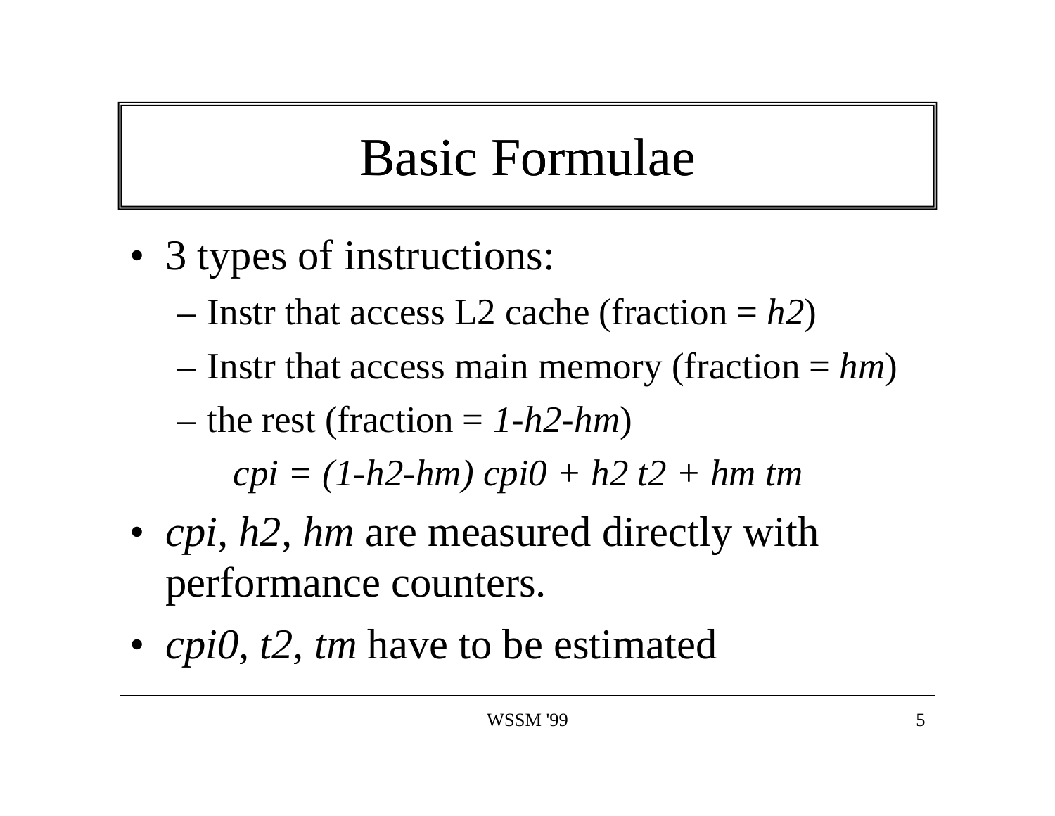# Basic Formulae

- 3 types of instructions:
  - Instr that access L2 cache (fraction = $h2$)
  - Instr that access main memory (fraction = $hm$)
  - the rest (fraction = $1-h2-hm$)

$$cpi = (1-h2-hm)\, cpi0 + h2\, t2 + hm\, tm$$

- $cpi$, $h2$, $hm$ are measured directly with performance counters.
- $cpi0$, $t2$, $tm$ have to be estimated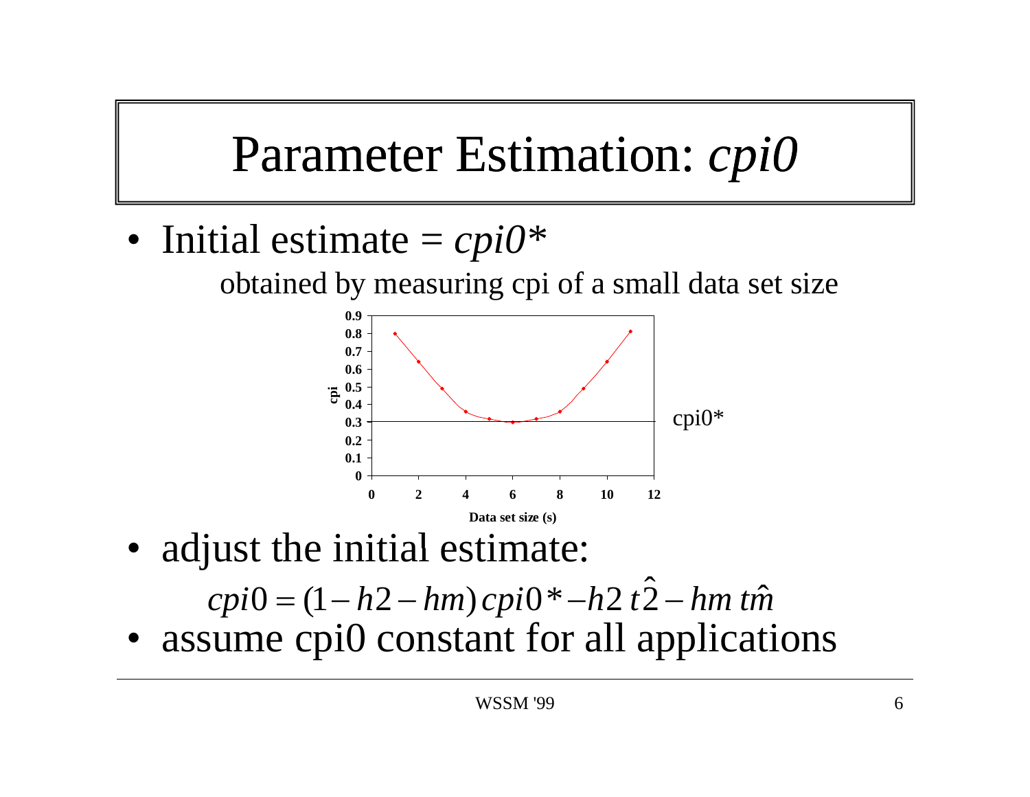# Parameter Estimation: *cpi0*

- Initial estimate = *cpi0**

  obtained by measuring cpi of a small data set size

- adjust the initial estimate:

$$cpi0 = (1 - h2 - hm)\, cpi0^* - h2\, t\hat{2} - hm\, t\hat{m}$$

- assume cpi0 constant for all applications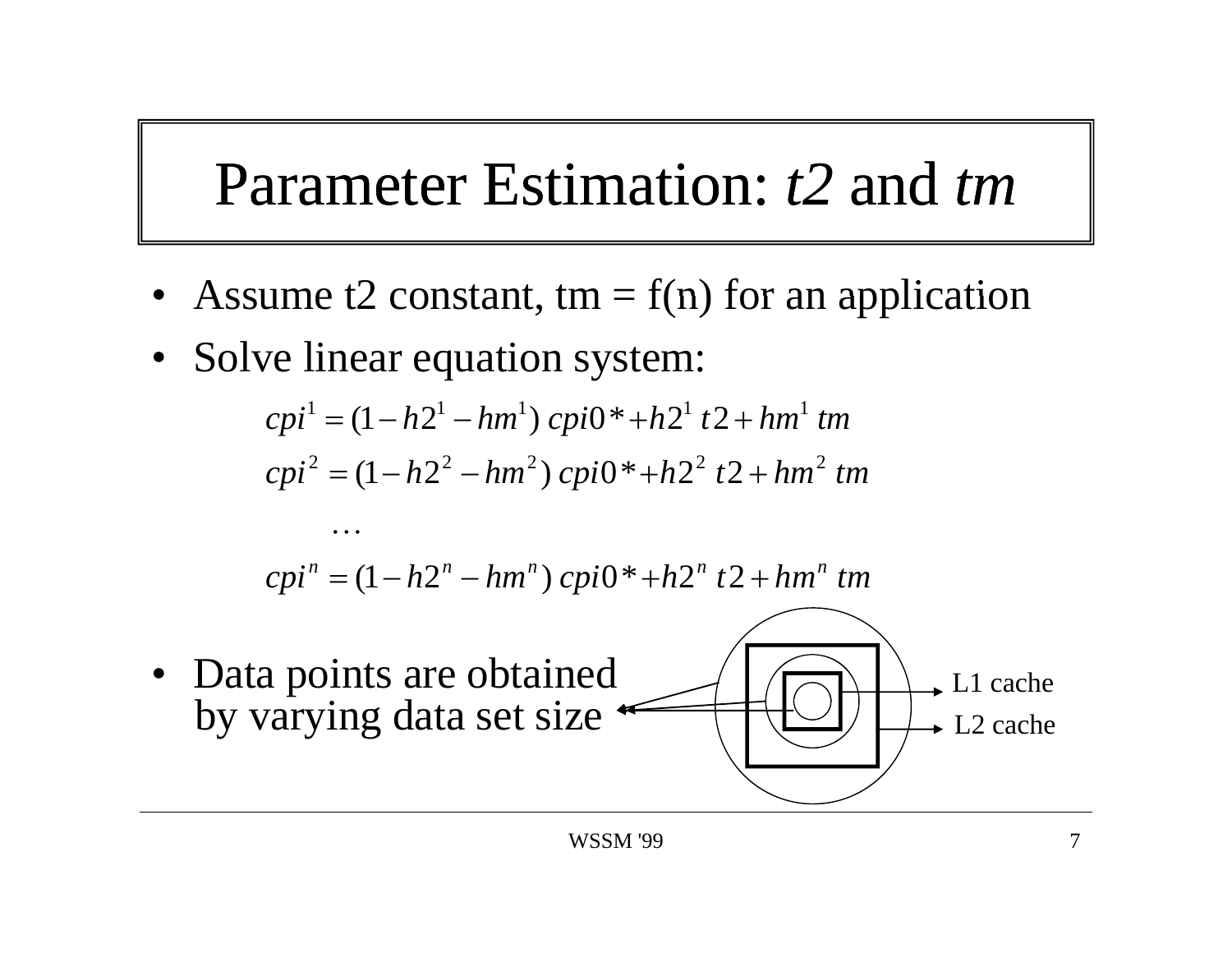# Parameter Estimation: *t2* and *tm*

- Assume t2 constant, tm = f(n) for an application
- Solve linear equation system:

$$cpi^1 = (1 - h2^1 - hm^1)\ cpi0* + h2^1\ t2 + hm^1\ tm$$

$$cpi^2 = (1 - h2^2 - hm^2)\ cpi0* + h2^2\ t2 + hm^2\ tm$$

$$\ldots$$

$$cpi^n = (1 - h2^n - hm^n)\ cpi0* + h2^n\ t2 + hm^n\ tm$$

- Data points are obtained by varying data set size

L1 cache

L2 cache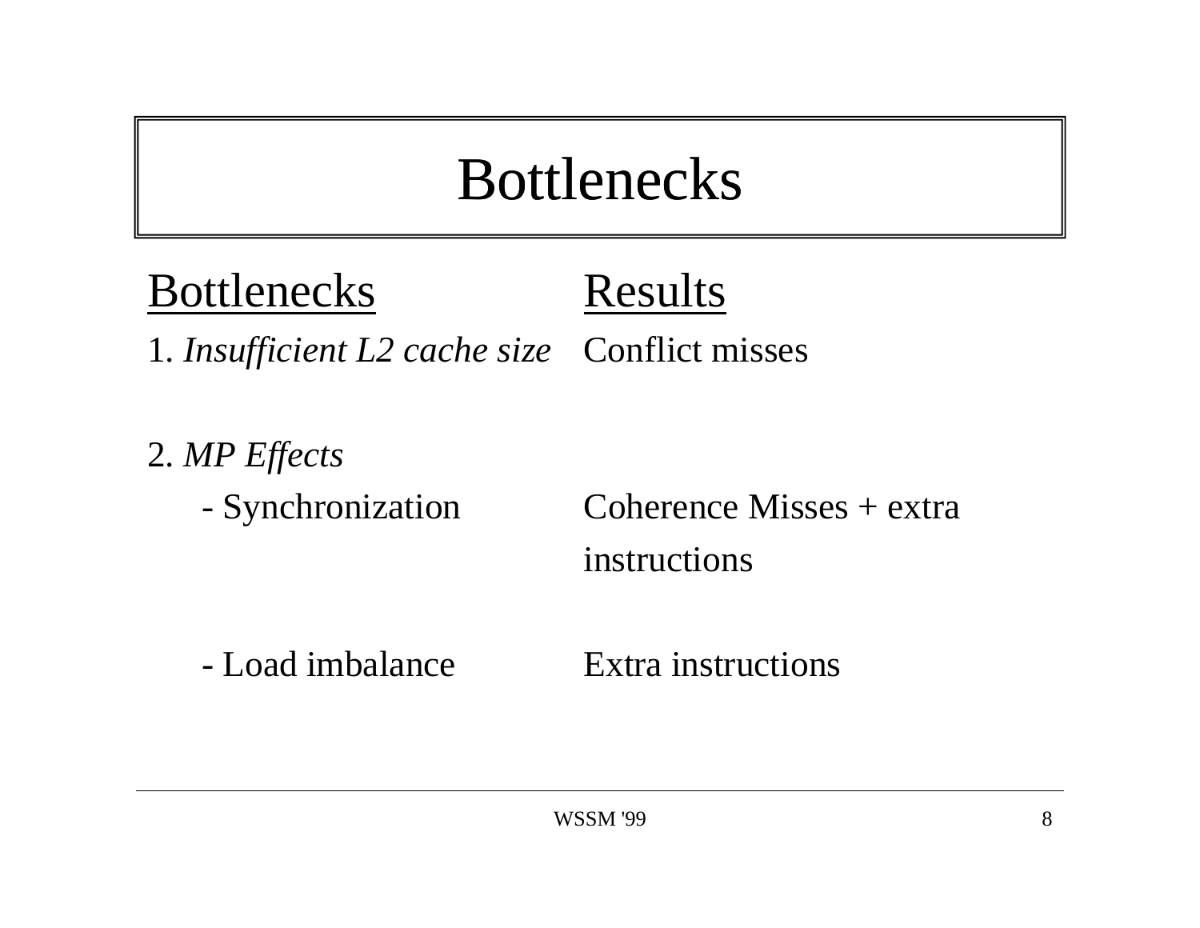# Bottlenecks

| Bottlenecks | Results |
| --- | --- |
| 1. *Insufficient L2 cache size* | Conflict misses |
| 2. *MP Effects* | |
| - Synchronization | Coherence Misses + extra instructions |
| - Load imbalance | Extra instructions |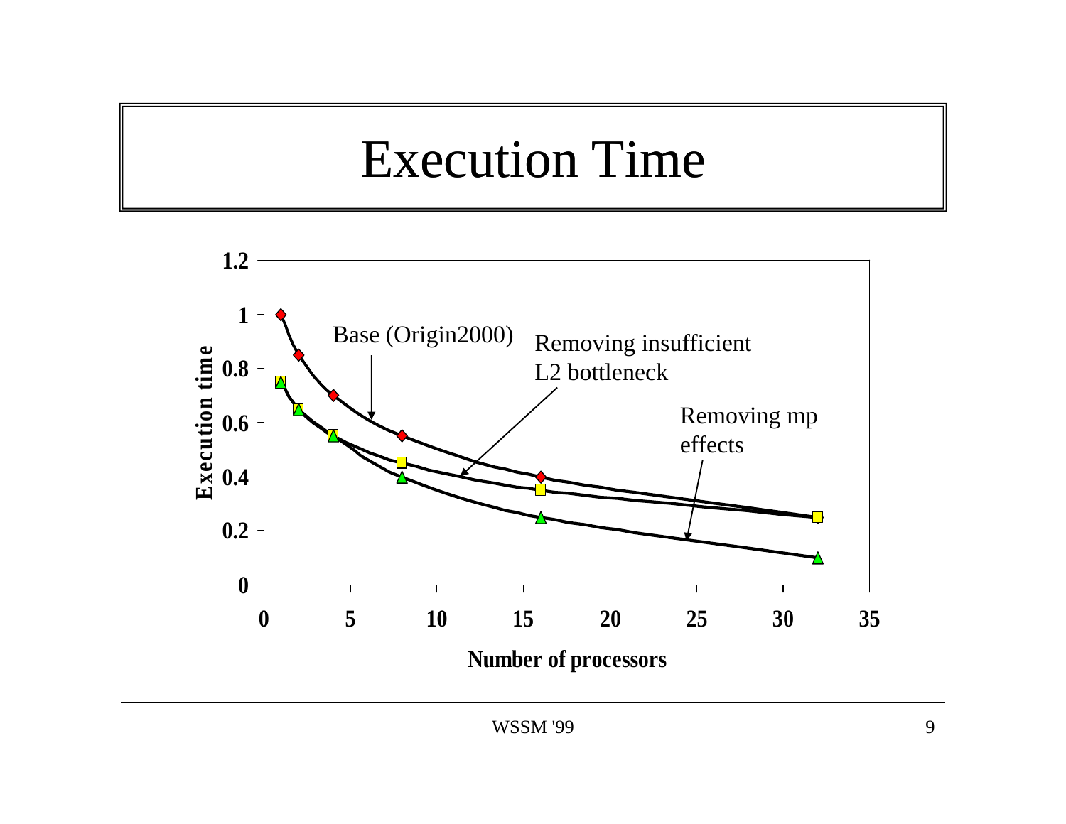# Execution Time

| Number of processors | Base (Origin2000) | Removing insufficient L2 bottleneck | Removing mp effects |
| --- | --- | --- | --- |
| 1 | 1 | 0.75 | 0.75 |
| 2 | 0.85 | 0.65 | 0.65 |
| 4 | 0.7 | 0.55 | 0.55 |
| 8 | 0.55 | 0.45 | 0.4 |
| 16 | 0.4 | 0.35 | 0.25 |
| 32 | 0.25 | 0.25 | 0.1 |

Y-axis: Execution time (0 to 1.2); X-axis: Number of processors (0 to 35)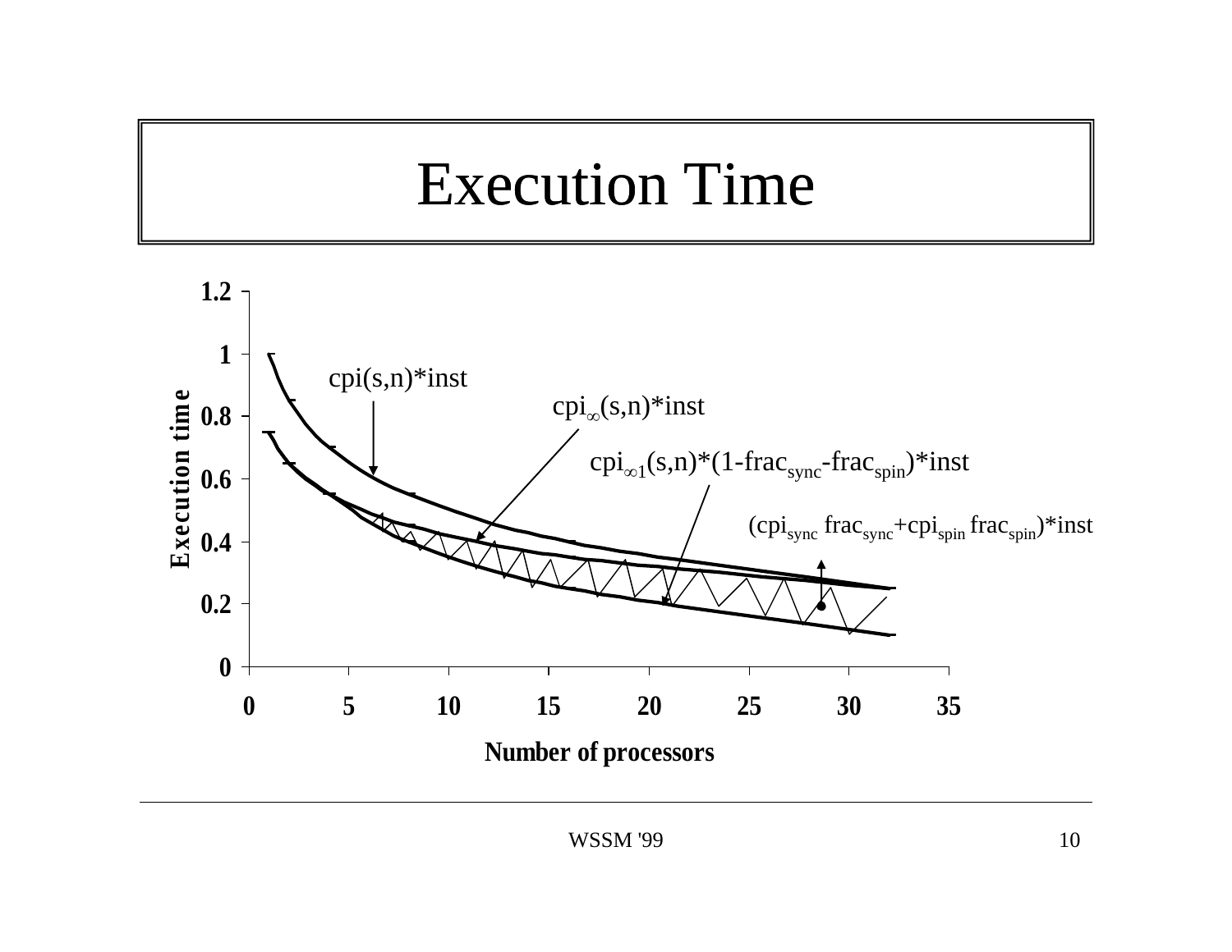# Execution Time

Execution time (y-axis: 0 to 1.2) vs. Number of processors (x-axis: 0 to 35)

- $cpi(s,n)*inst$
- $cpi_{\infty}(s,n)*inst$
- $cpi_{\infty 1}(s,n)*(1-frac_{sync}-frac_{spin})*inst$
- $(cpi_{sync}\ frac_{sync}+cpi_{spin}\ frac_{spin})*inst$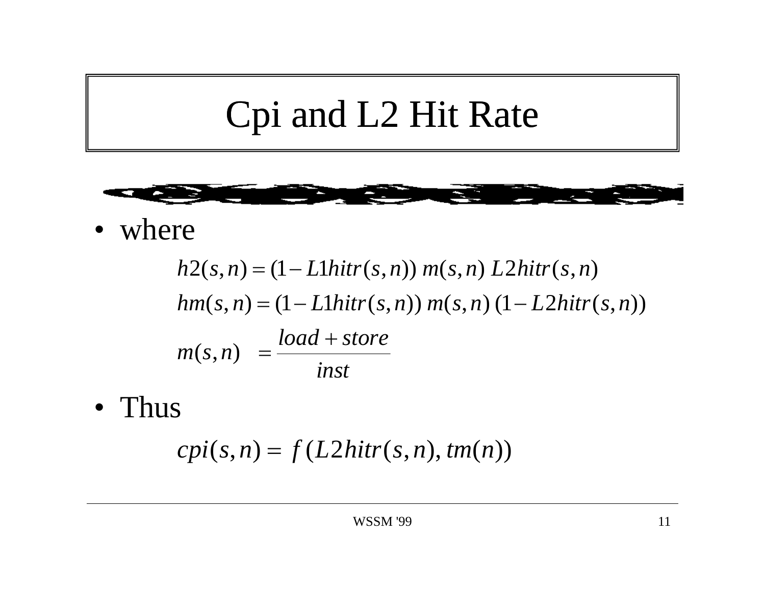# Cpi and L2 Hit Rate

- where

$$h2(s,n) = (1 - L1hitr(s,n))\ m(s,n)\ L2hitr(s,n)$$

$$hm(s,n) = (1 - L1hitr(s,n))\ m(s,n)\ (1 - L2hitr(s,n))$$

$$m(s,n) \quad = \frac{load + store}{inst}$$

- Thus

$$cpi(s,n) = f(L2hitr(s,n), tm(n))$$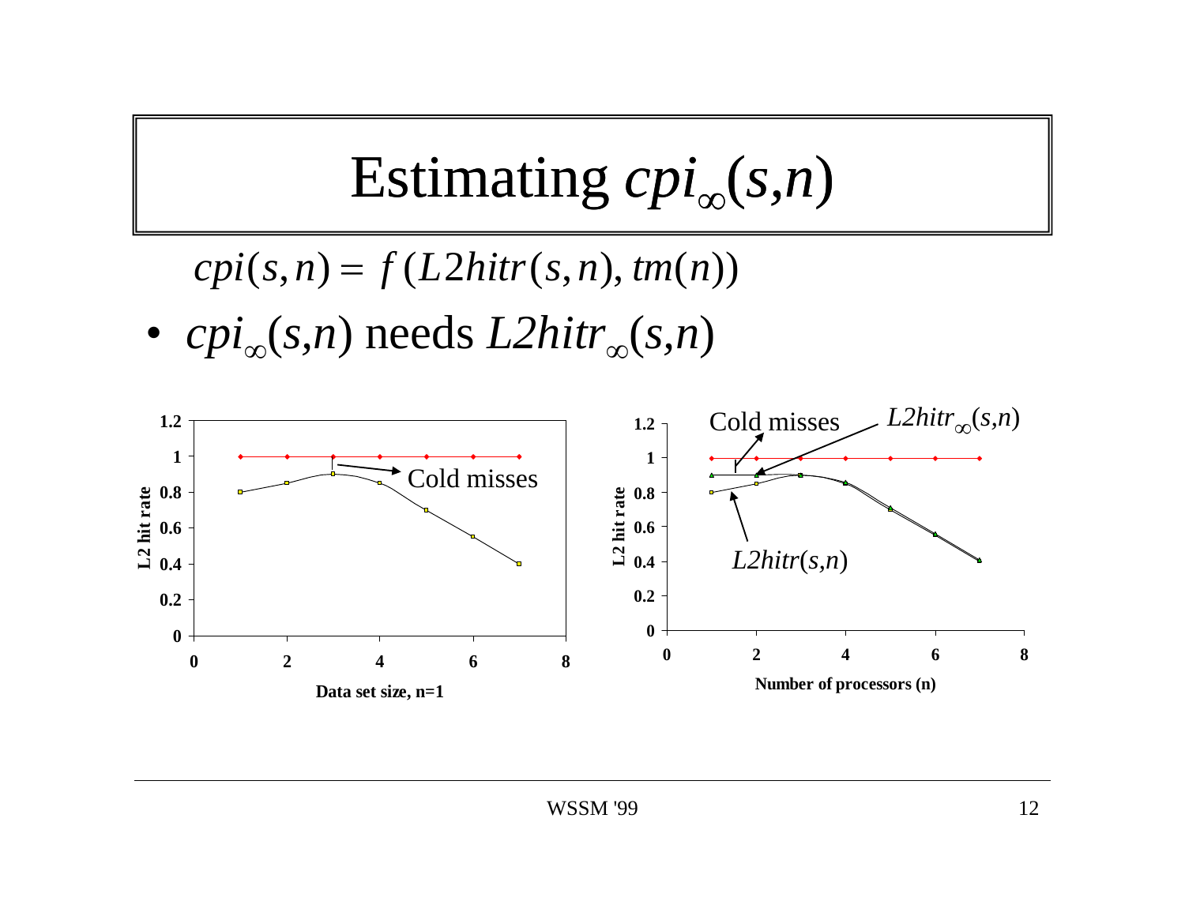# Estimating $cpi_{\infty}(s,n)$

$$cpi(s,n) = f(L2hitr(s,n), tm(n))$$

- $cpi_{\infty}(s,n)$ needs $L2hitr_{\infty}(s,n)$

Left chart: L2 hit rate vs. Data set size, n=1 — annotation: Cold misses

Right chart: L2 hit rate vs. Number of processors (n) — annotations: Cold misses; $L2hitr_{\infty}(s,n)$; $L2hitr(s,n)$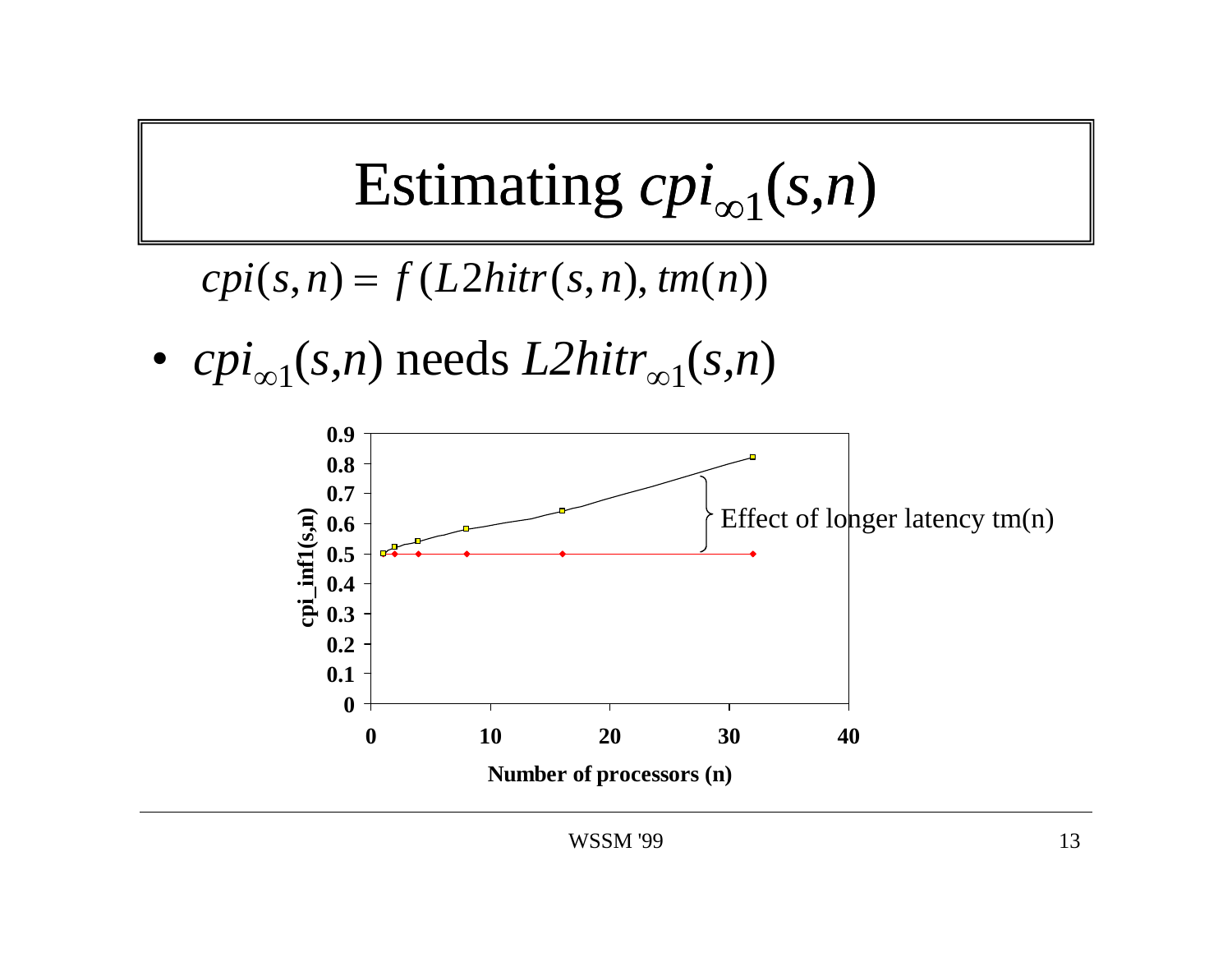# Estimating $cpi_{\infty 1}(s,n)$

$$cpi(s,n) = f(L2hitr(s,n), tm(n))$$

- $cpi_{\infty 1}(s,n)$ needs $L2hitr_{\infty 1}(s,n)$

| Number of processors (n) | cpi_inf1(s,n) (upper curve) | cpi_inf1(s,n) (lower curve) |
| --- | --- | --- |
| 1 | 0.50 | 0.50 |
| 2 | 0.52 | 0.50 |
| 4 | 0.54 | 0.50 |
| 8 | 0.58 | 0.50 |
| 16 | 0.64 | 0.50 |
| 32 | 0.82 | 0.50 |

Effect of longer latency tm(n)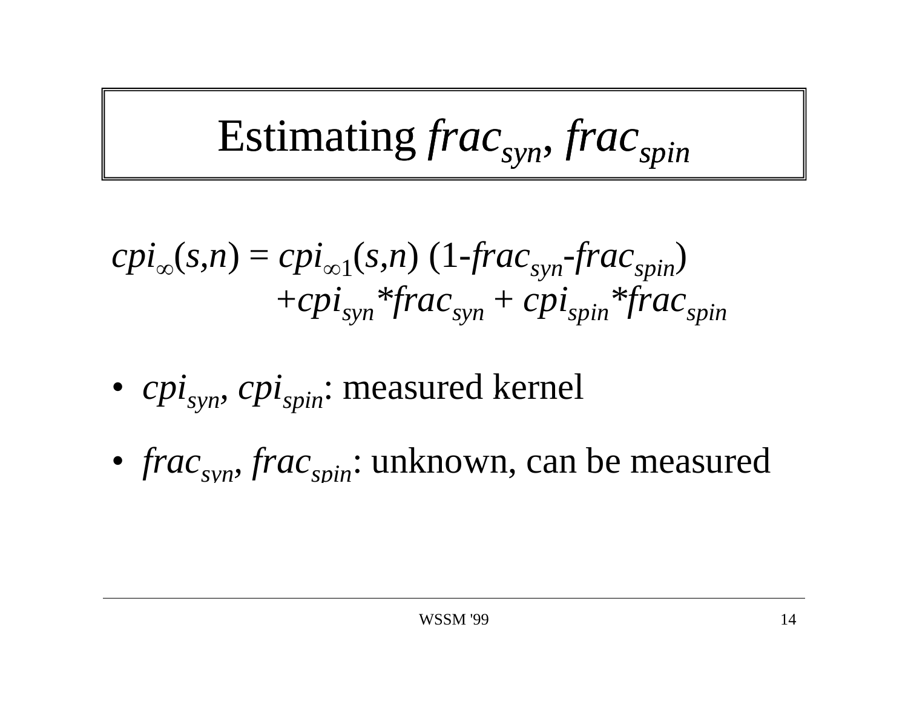# Estimating $frac_{syn}$, $frac_{spin}$

$$cpi_{\infty}(s,n) = cpi_{\infty 1}(s,n)\,(1-frac_{syn}-frac_{spin}) + cpi_{syn}*frac_{syn} + cpi_{spin}*frac_{spin}$$

- $cpi_{syn}$, $cpi_{spin}$: measured kernel
- $frac_{syn}$, $frac_{spin}$: unknown, can be measured